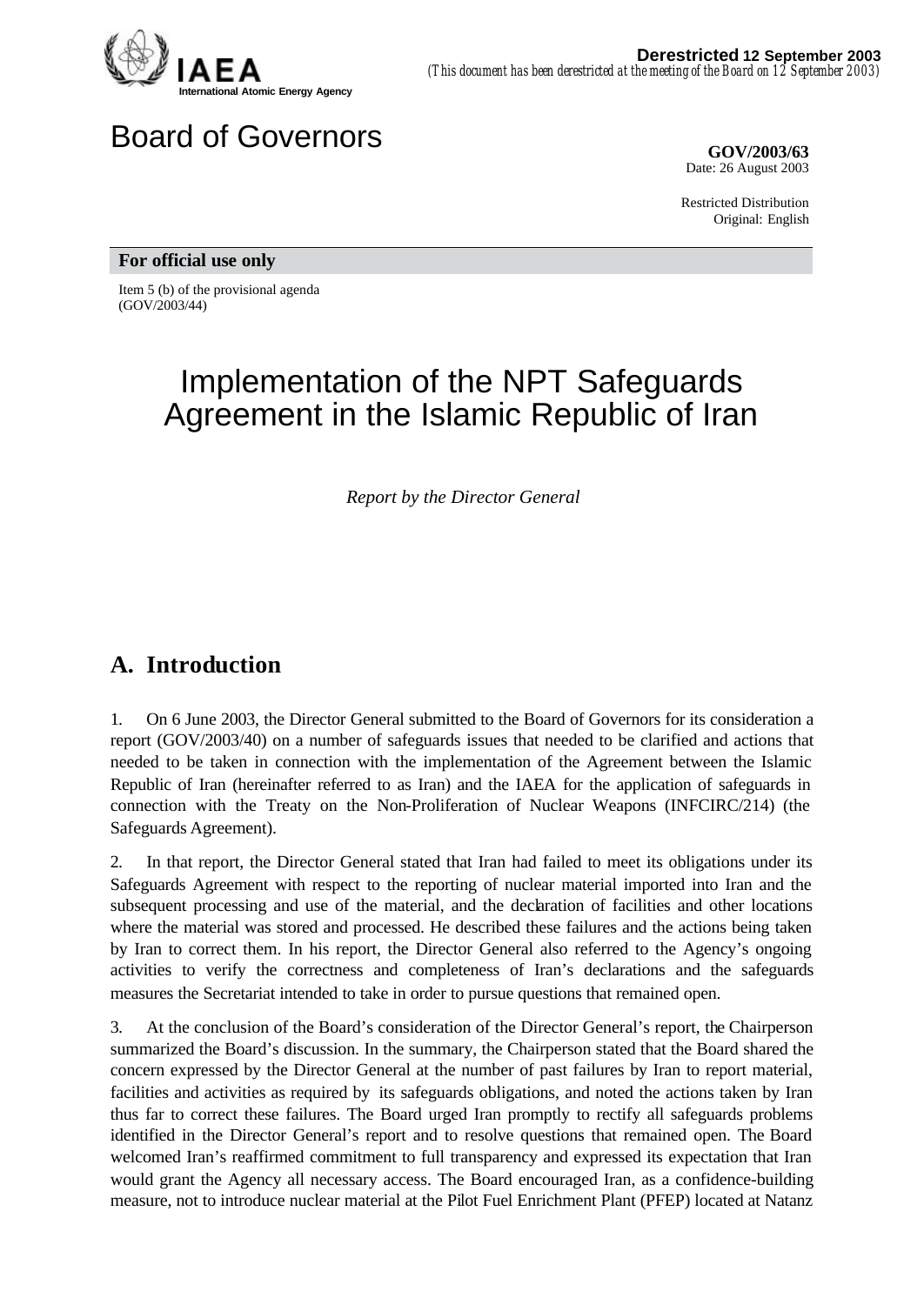**Derestricted** 12 September 2003
*(This document has been derestricted at the meeting of the Board on 12 September 2003)*

IAEA
International Atomic Energy Agency

# Board of Governors

**GOV/2003/63**
Date: 26 August 2003

Restricted Distribution
Original: English

**For official use only**

Item 5 (b) of the provisional agenda
(GOV/2003/44)

# Implementation of the NPT Safeguards Agreement in the Islamic Republic of Iran

*Report by the Director General*

## A. Introduction

1. On 6 June 2003, the Director General submitted to the Board of Governors for its consideration a report (GOV/2003/40) on a number of safeguards issues that needed to be clarified and actions that needed to be taken in connection with the implementation of the Agreement between the Islamic Republic of Iran (hereinafter referred to as Iran) and the IAEA for the application of safeguards in connection with the Treaty on the Non-Proliferation of Nuclear Weapons (INFCIRC/214) (the Safeguards Agreement).

2. In that report, the Director General stated that Iran had failed to meet its obligations under its Safeguards Agreement with respect to the reporting of nuclear material imported into Iran and the subsequent processing and use of the material, and the declaration of facilities and other locations where the material was stored and processed. He described these failures and the actions being taken by Iran to correct them. In his report, the Director General also referred to the Agency's ongoing activities to verify the correctness and completeness of Iran's declarations and the safeguards measures the Secretariat intended to take in order to pursue questions that remained open.

3. At the conclusion of the Board's consideration of the Director General's report, the Chairperson summarized the Board's discussion. In the summary, the Chairperson stated that the Board shared the concern expressed by the Director General at the number of past failures by Iran to report material, facilities and activities as required by its safeguards obligations, and noted the actions taken by Iran thus far to correct these failures. The Board urged Iran promptly to rectify all safeguards problems identified in the Director General's report and to resolve questions that remained open. The Board welcomed Iran's reaffirmed commitment to full transparency and expressed its expectation that Iran would grant the Agency all necessary access. The Board encouraged Iran, as a confidence-building measure, not to introduce nuclear material at the Pilot Fuel Enrichment Plant (PFEP) located at Natanz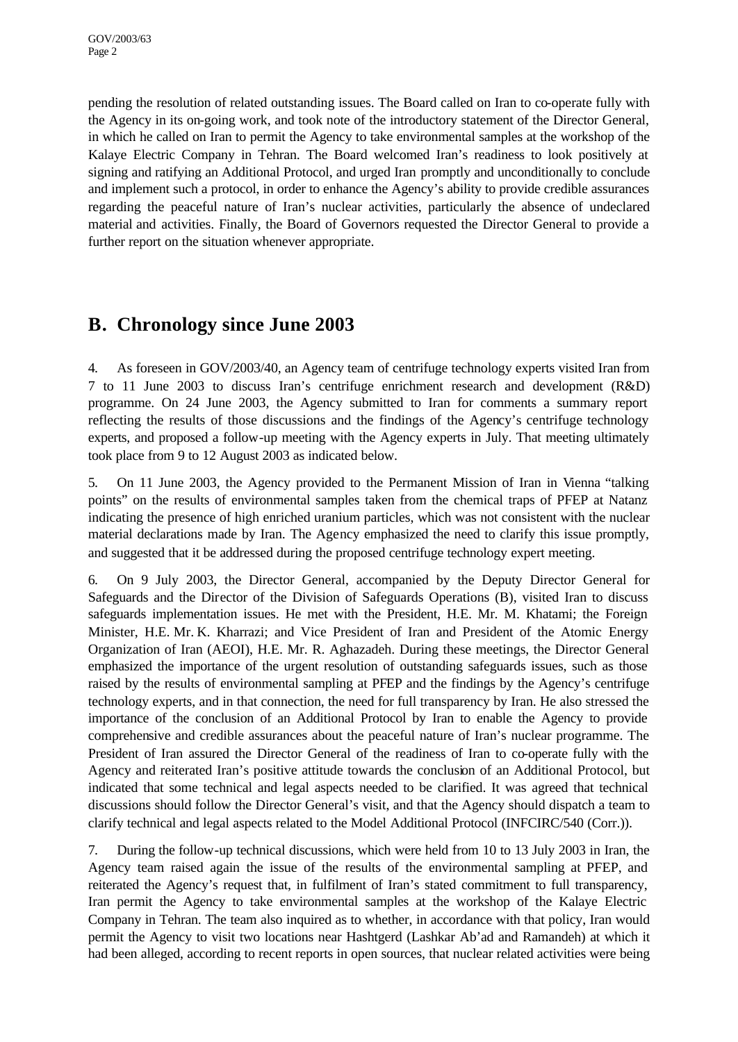pending the resolution of related outstanding issues. The Board called on Iran to co-operate fully with the Agency in its on-going work, and took note of the introductory statement of the Director General, in which he called on Iran to permit the Agency to take environmental samples at the workshop of the Kalaye Electric Company in Tehran. The Board welcomed Iran's readiness to look positively at signing and ratifying an Additional Protocol, and urged Iran promptly and unconditionally to conclude and implement such a protocol, in order to enhance the Agency's ability to provide credible assurances regarding the peaceful nature of Iran's nuclear activities, particularly the absence of undeclared material and activities. Finally, the Board of Governors requested the Director General to provide a further report on the situation whenever appropriate.

## B. Chronology since June 2003

4. As foreseen in GOV/2003/40, an Agency team of centrifuge technology experts visited Iran from 7 to 11 June 2003 to discuss Iran's centrifuge enrichment research and development (R&D) programme. On 24 June 2003, the Agency submitted to Iran for comments a summary report reflecting the results of those discussions and the findings of the Agency's centrifuge technology experts, and proposed a follow-up meeting with the Agency experts in July. That meeting ultimately took place from 9 to 12 August 2003 as indicated below.

5. On 11 June 2003, the Agency provided to the Permanent Mission of Iran in Vienna "talking points" on the results of environmental samples taken from the chemical traps of PFEP at Natanz indicating the presence of high enriched uranium particles, which was not consistent with the nuclear material declarations made by Iran. The Agency emphasized the need to clarify this issue promptly, and suggested that it be addressed during the proposed centrifuge technology expert meeting.

6. On 9 July 2003, the Director General, accompanied by the Deputy Director General for Safeguards and the Director of the Division of Safeguards Operations (B), visited Iran to discuss safeguards implementation issues. He met with the President, H.E. Mr. M. Khatami; the Foreign Minister, H.E. Mr. K. Kharrazi; and Vice President of Iran and President of the Atomic Energy Organization of Iran (AEOI), H.E. Mr. R. Aghazadeh. During these meetings, the Director General emphasized the importance of the urgent resolution of outstanding safeguards issues, such as those raised by the results of environmental sampling at PFEP and the findings by the Agency's centrifuge technology experts, and in that connection, the need for full transparency by Iran. He also stressed the importance of the conclusion of an Additional Protocol by Iran to enable the Agency to provide comprehensive and credible assurances about the peaceful nature of Iran's nuclear programme. The President of Iran assured the Director General of the readiness of Iran to co-operate fully with the Agency and reiterated Iran's positive attitude towards the conclusion of an Additional Protocol, but indicated that some technical and legal aspects needed to be clarified. It was agreed that technical discussions should follow the Director General's visit, and that the Agency should dispatch a team to clarify technical and legal aspects related to the Model Additional Protocol (INFCIRC/540 (Corr.)).

7. During the follow-up technical discussions, which were held from 10 to 13 July 2003 in Iran, the Agency team raised again the issue of the results of the environmental sampling at PFEP, and reiterated the Agency's request that, in fulfilment of Iran's stated commitment to full transparency, Iran permit the Agency to take environmental samples at the workshop of the Kalaye Electric Company in Tehran. The team also inquired as to whether, in accordance with that policy, Iran would permit the Agency to visit two locations near Hashtgerd (Lashkar Ab'ad and Ramandeh) at which it had been alleged, according to recent reports in open sources, that nuclear related activities were being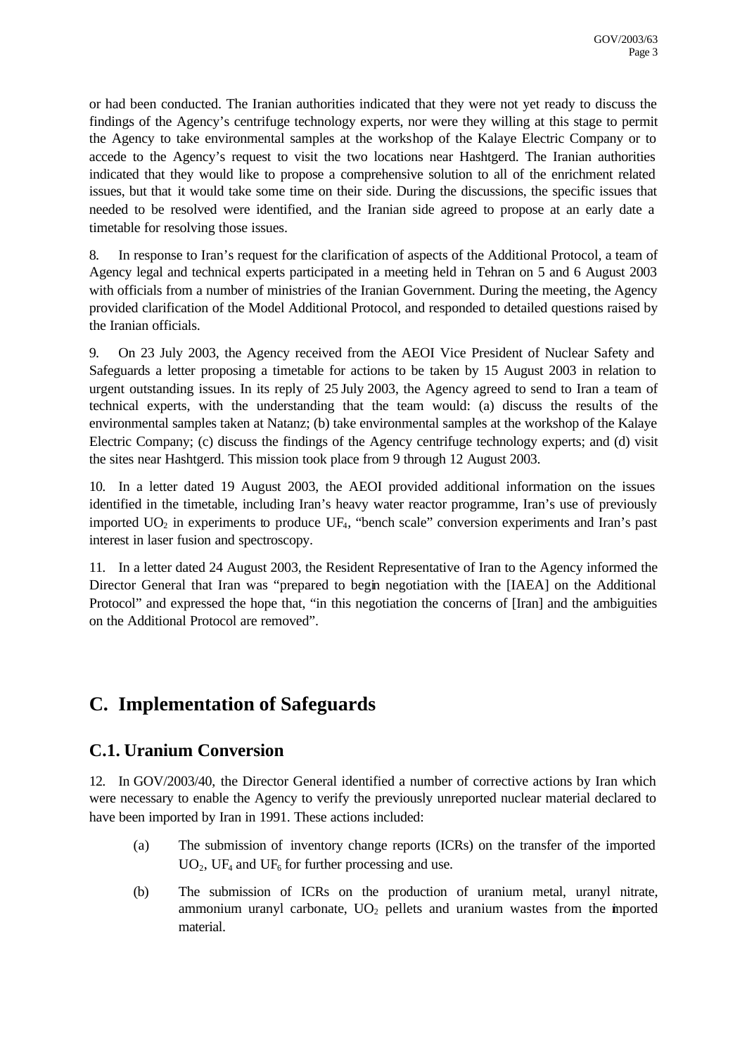or had been conducted. The Iranian authorities indicated that they were not yet ready to discuss the findings of the Agency's centrifuge technology experts, nor were they willing at this stage to permit the Agency to take environmental samples at the workshop of the Kalaye Electric Company or to accede to the Agency's request to visit the two locations near Hashtgerd. The Iranian authorities indicated that they would like to propose a comprehensive solution to all of the enrichment related issues, but that it would take some time on their side. During the discussions, the specific issues that needed to be resolved were identified, and the Iranian side agreed to propose at an early date a timetable for resolving those issues.

8. In response to Iran's request for the clarification of aspects of the Additional Protocol, a team of Agency legal and technical experts participated in a meeting held in Tehran on 5 and 6 August 2003 with officials from a number of ministries of the Iranian Government. During the meeting, the Agency provided clarification of the Model Additional Protocol, and responded to detailed questions raised by the Iranian officials.

9. On 23 July 2003, the Agency received from the AEOI Vice President of Nuclear Safety and Safeguards a letter proposing a timetable for actions to be taken by 15 August 2003 in relation to urgent outstanding issues. In its reply of 25 July 2003, the Agency agreed to send to Iran a team of technical experts, with the understanding that the team would: (a) discuss the results of the environmental samples taken at Natanz; (b) take environmental samples at the workshop of the Kalaye Electric Company; (c) discuss the findings of the Agency centrifuge technology experts; and (d) visit the sites near Hashtgerd. This mission took place from 9 through 12 August 2003.

10. In a letter dated 19 August 2003, the AEOI provided additional information on the issues identified in the timetable, including Iran's heavy water reactor programme, Iran's use of previously imported $UO_2$ in experiments to produce $UF_4$, "bench scale" conversion experiments and Iran's past interest in laser fusion and spectroscopy.

11. In a letter dated 24 August 2003, the Resident Representative of Iran to the Agency informed the Director General that Iran was "prepared to begin negotiation with the [IAEA] on the Additional Protocol" and expressed the hope that, "in this negotiation the concerns of [Iran] and the ambiguities on the Additional Protocol are removed".

## C. Implementation of Safeguards

### C.1. Uranium Conversion

12. In GOV/2003/40, the Director General identified a number of corrective actions by Iran which were necessary to enable the Agency to verify the previously unreported nuclear material declared to have been imported by Iran in 1991. These actions included:

(a) The submission of inventory change reports (ICRs) on the transfer of the imported $UO_2$, $UF_4$ and $UF_6$ for further processing and use.

(b) The submission of ICRs on the production of uranium metal, uranyl nitrate, ammonium uranyl carbonate, $UO_2$ pellets and uranium wastes from the imported material.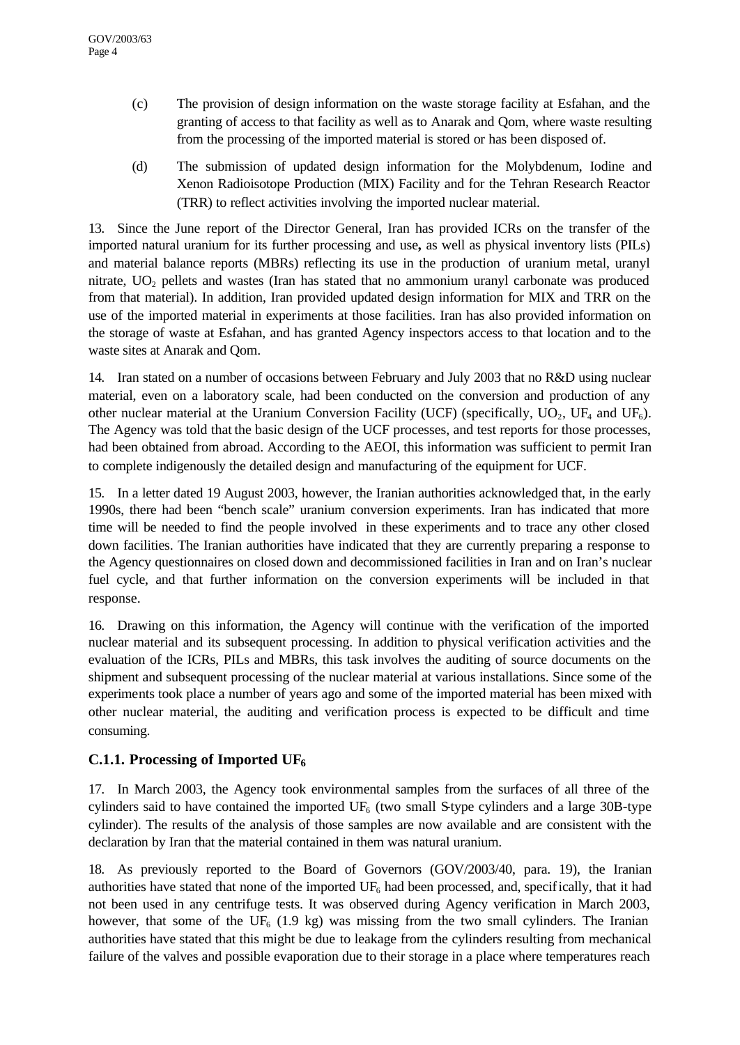(c) The provision of design information on the waste storage facility at Esfahan, and the granting of access to that facility as well as to Anarak and Qom, where waste resulting from the processing of the imported material is stored or has been disposed of.

(d) The submission of updated design information for the Molybdenum, Iodine and Xenon Radioisotope Production (MIX) Facility and for the Tehran Research Reactor (TRR) to reflect activities involving the imported nuclear material.

13. Since the June report of the Director General, Iran has provided ICRs on the transfer of the imported natural uranium for its further processing and use**,** as well as physical inventory lists (PILs) and material balance reports (MBRs) reflecting its use in the production of uranium metal, uranyl nitrate, $UO_2$ pellets and wastes (Iran has stated that no ammonium uranyl carbonate was produced from that material). In addition, Iran provided updated design information for MIX and TRR on the use of the imported material in experiments at those facilities. Iran has also provided information on the storage of waste at Esfahan, and has granted Agency inspectors access to that location and to the waste sites at Anarak and Qom.

14. Iran stated on a number of occasions between February and July 2003 that no R&D using nuclear material, even on a laboratory scale, had been conducted on the conversion and production of any other nuclear material at the Uranium Conversion Facility (UCF) (specifically, $UO_2$, $UF_4$ and $UF_6$). The Agency was told that the basic design of the UCF processes, and test reports for those processes, had been obtained from abroad. According to the AEOI, this information was sufficient to permit Iran to complete indigenously the detailed design and manufacturing of the equipment for UCF.

15. In a letter dated 19 August 2003, however, the Iranian authorities acknowledged that, in the early 1990s, there had been "bench scale" uranium conversion experiments. Iran has indicated that more time will be needed to find the people involved in these experiments and to trace any other closed down facilities. The Iranian authorities have indicated that they are currently preparing a response to the Agency questionnaires on closed down and decommissioned facilities in Iran and on Iran's nuclear fuel cycle, and that further information on the conversion experiments will be included in that response.

16. Drawing on this information, the Agency will continue with the verification of the imported nuclear material and its subsequent processing. In addition to physical verification activities and the evaluation of the ICRs, PILs and MBRs, this task involves the auditing of source documents on the shipment and subsequent processing of the nuclear material at various installations. Since some of the experiments took place a number of years ago and some of the imported material has been mixed with other nuclear material, the auditing and verification process is expected to be difficult and time consuming.

### C.1.1. Processing of Imported $UF_6$

17. In March 2003, the Agency took environmental samples from the surfaces of all three of the cylinders said to have contained the imported $UF_6$ (two small S-type cylinders and a large 30B-type cylinder). The results of the analysis of those samples are now available and are consistent with the declaration by Iran that the material contained in them was natural uranium.

18. As previously reported to the Board of Governors (GOV/2003/40, para. 19), the Iranian authorities have stated that none of the imported $UF_6$ had been processed, and, specifically, that it had not been used in any centrifuge tests. It was observed during Agency verification in March 2003, however, that some of the $UF_6$ (1.9 kg) was missing from the two small cylinders. The Iranian authorities have stated that this might be due to leakage from the cylinders resulting from mechanical failure of the valves and possible evaporation due to their storage in a place where temperatures reach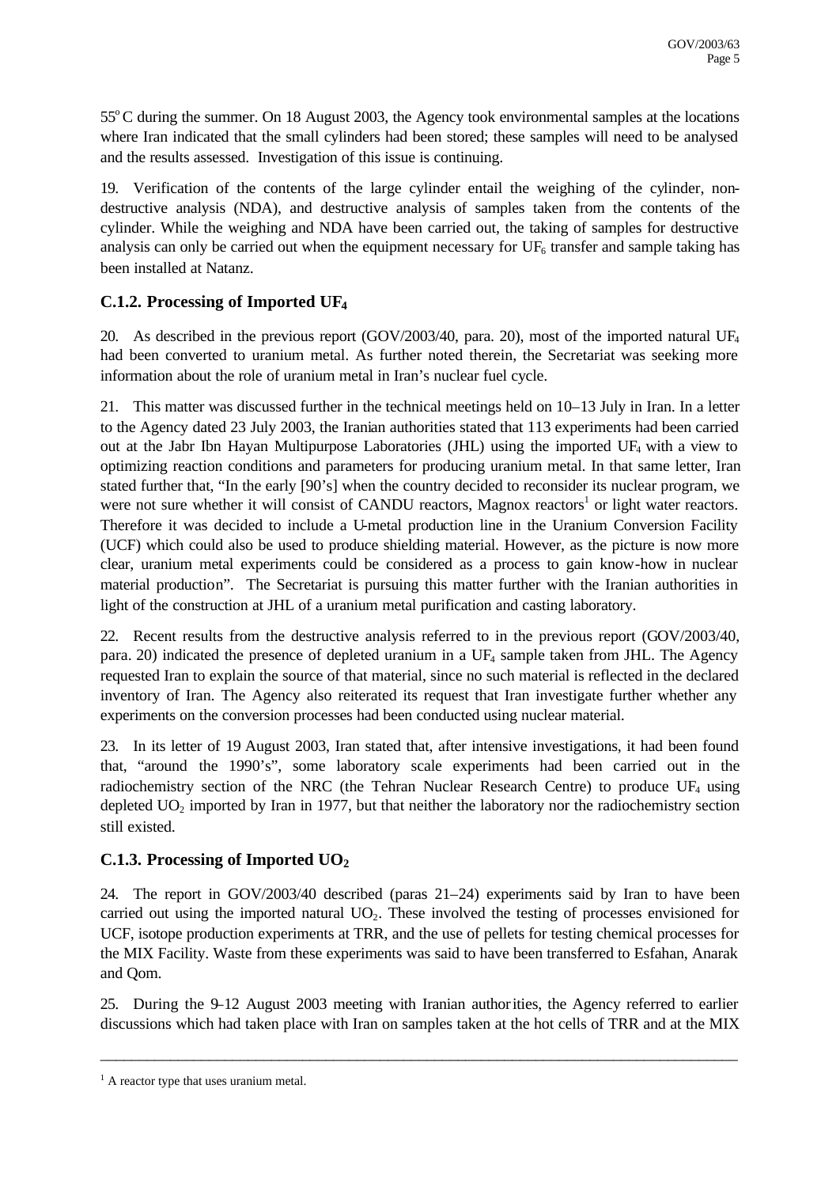55°C during the summer. On 18 August 2003, the Agency took environmental samples at the locations where Iran indicated that the small cylinders had been stored; these samples will need to be analysed and the results assessed. Investigation of this issue is continuing.

19. Verification of the contents of the large cylinder entail the weighing of the cylinder, non-destructive analysis (NDA), and destructive analysis of samples taken from the contents of the cylinder. While the weighing and NDA have been carried out, the taking of samples for destructive analysis can only be carried out when the equipment necessary for $UF_6$ transfer and sample taking has been installed at Natanz.

### C.1.2. Processing of Imported $UF_4$

20. As described in the previous report (GOV/2003/40, para. 20), most of the imported natural $UF_4$ had been converted to uranium metal. As further noted therein, the Secretariat was seeking more information about the role of uranium metal in Iran's nuclear fuel cycle.

21. This matter was discussed further in the technical meetings held on 10–13 July in Iran. In a letter to the Agency dated 23 July 2003, the Iranian authorities stated that 113 experiments had been carried out at the Jabr Ibn Hayan Multipurpose Laboratories (JHL) using the imported $UF_4$ with a view to optimizing reaction conditions and parameters for producing uranium metal. In that same letter, Iran stated further that, "In the early [90's] when the country decided to reconsider its nuclear program, we were not sure whether it will consist of CANDU reactors, Magnox reactors[1] or light water reactors. Therefore it was decided to include a U-metal production line in the Uranium Conversion Facility (UCF) which could also be used to produce shielding material. However, as the picture is now more clear, uranium metal experiments could be considered as a process to gain know-how in nuclear material production". The Secretariat is pursuing this matter further with the Iranian authorities in light of the construction at JHL of a uranium metal purification and casting laboratory.

22. Recent results from the destructive analysis referred to in the previous report (GOV/2003/40, para. 20) indicated the presence of depleted uranium in a $UF_4$ sample taken from JHL. The Agency requested Iran to explain the source of that material, since no such material is reflected in the declared inventory of Iran. The Agency also reiterated its request that Iran investigate further whether any experiments on the conversion processes had been conducted using nuclear material.

23. In its letter of 19 August 2003, Iran stated that, after intensive investigations, it had been found that, "around the 1990's", some laboratory scale experiments had been carried out in the radiochemistry section of the NRC (the Tehran Nuclear Research Centre) to produce $UF_4$ using depleted $UO_2$ imported by Iran in 1977, but that neither the laboratory nor the radiochemistry section still existed.

### C.1.3. Processing of Imported $UO_2$

24. The report in GOV/2003/40 described (paras 21–24) experiments said by Iran to have been carried out using the imported natural $UO_2$. These involved the testing of processes envisioned for UCF, isotope production experiments at TRR, and the use of pellets for testing chemical processes for the MIX Facility. Waste from these experiments was said to have been transferred to Esfahan, Anarak and Qom.

25. During the 9–12 August 2003 meeting with Iranian authorities, the Agency referred to earlier discussions which had taken place with Iran on samples taken at the hot cells of TRR and at the MIX

---

[1] A reactor type that uses uranium metal.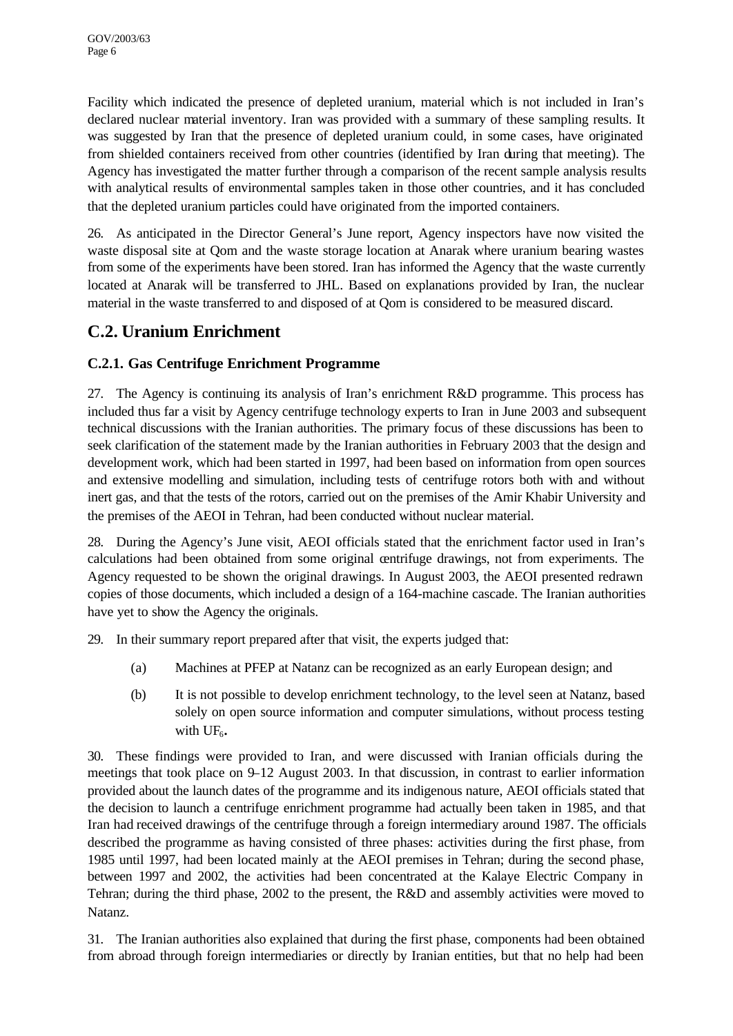Facility which indicated the presence of depleted uranium, material which is not included in Iran's declared nuclear material inventory. Iran was provided with a summary of these sampling results. It was suggested by Iran that the presence of depleted uranium could, in some cases, have originated from shielded containers received from other countries (identified by Iran during that meeting). The Agency has investigated the matter further through a comparison of the recent sample analysis results with analytical results of environmental samples taken in those other countries, and it has concluded that the depleted uranium particles could have originated from the imported containers.

26. As anticipated in the Director General's June report, Agency inspectors have now visited the waste disposal site at Qom and the waste storage location at Anarak where uranium bearing wastes from some of the experiments have been stored. Iran has informed the Agency that the waste currently located at Anarak will be transferred to JHL. Based on explanations provided by Iran, the nuclear material in the waste transferred to and disposed of at Qom is considered to be measured discard.

## C.2. Uranium Enrichment

### C.2.1. Gas Centrifuge Enrichment Programme

27. The Agency is continuing its analysis of Iran's enrichment R&D programme. This process has included thus far a visit by Agency centrifuge technology experts to Iran in June 2003 and subsequent technical discussions with the Iranian authorities. The primary focus of these discussions has been to seek clarification of the statement made by the Iranian authorities in February 2003 that the design and development work, which had been started in 1997, had been based on information from open sources and extensive modelling and simulation, including tests of centrifuge rotors both with and without inert gas, and that the tests of the rotors, carried out on the premises of the Amir Khabir University and the premises of the AEOI in Tehran, had been conducted without nuclear material.

28. During the Agency's June visit, AEOI officials stated that the enrichment factor used in Iran's calculations had been obtained from some original centrifuge drawings, not from experiments. The Agency requested to be shown the original drawings. In August 2003, the AEOI presented redrawn copies of those documents, which included a design of a 164-machine cascade. The Iranian authorities have yet to show the Agency the originals.

29. In their summary report prepared after that visit, the experts judged that:

(a) Machines at PFEP at Natanz can be recognized as an early European design; and

(b) It is not possible to develop enrichment technology, to the level seen at Natanz, based solely on open source information and computer simulations, without process testing with $UF_6$.

30. These findings were provided to Iran, and were discussed with Iranian officials during the meetings that took place on 9–12 August 2003. In that discussion, in contrast to earlier information provided about the launch dates of the programme and its indigenous nature, AEOI officials stated that the decision to launch a centrifuge enrichment programme had actually been taken in 1985, and that Iran had received drawings of the centrifuge through a foreign intermediary around 1987. The officials described the programme as having consisted of three phases: activities during the first phase, from 1985 until 1997, had been located mainly at the AEOI premises in Tehran; during the second phase, between 1997 and 2002, the activities had been concentrated at the Kalaye Electric Company in Tehran; during the third phase, 2002 to the present, the R&D and assembly activities were moved to Natanz.

31. The Iranian authorities also explained that during the first phase, components had been obtained from abroad through foreign intermediaries or directly by Iranian entities, but that no help had been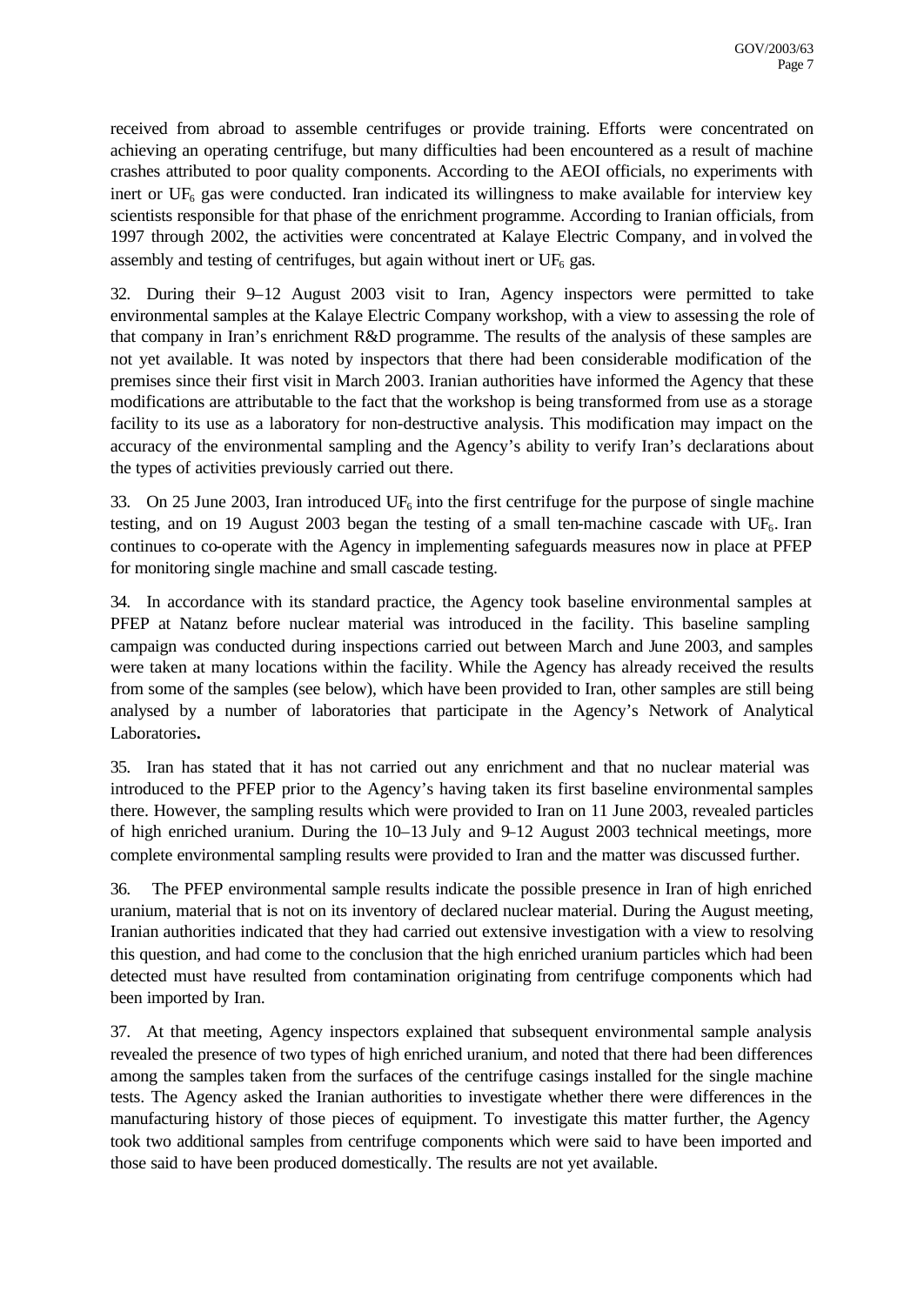received from abroad to assemble centrifuges or provide training. Efforts were concentrated on achieving an operating centrifuge, but many difficulties had been encountered as a result of machine crashes attributed to poor quality components. According to the AEOI officials, no experiments with inert or $UF_6$ gas were conducted. Iran indicated its willingness to make available for interview key scientists responsible for that phase of the enrichment programme. According to Iranian officials, from 1997 through 2002, the activities were concentrated at Kalaye Electric Company, and involved the assembly and testing of centrifuges, but again without inert or $UF_6$ gas.

32. During their 9–12 August 2003 visit to Iran, Agency inspectors were permitted to take environmental samples at the Kalaye Electric Company workshop, with a view to assessing the role of that company in Iran's enrichment R&D programme. The results of the analysis of these samples are not yet available. It was noted by inspectors that there had been considerable modification of the premises since their first visit in March 2003. Iranian authorities have informed the Agency that these modifications are attributable to the fact that the workshop is being transformed from use as a storage facility to its use as a laboratory for non-destructive analysis. This modification may impact on the accuracy of the environmental sampling and the Agency's ability to verify Iran's declarations about the types of activities previously carried out there.

33. On 25 June 2003, Iran introduced $UF_6$ into the first centrifuge for the purpose of single machine testing, and on 19 August 2003 began the testing of a small ten-machine cascade with $UF_6$. Iran continues to co-operate with the Agency in implementing safeguards measures now in place at PFEP for monitoring single machine and small cascade testing.

34. In accordance with its standard practice, the Agency took baseline environmental samples at PFEP at Natanz before nuclear material was introduced in the facility. This baseline sampling campaign was conducted during inspections carried out between March and June 2003, and samples were taken at many locations within the facility. While the Agency has already received the results from some of the samples (see below), which have been provided to Iran, other samples are still being analysed by a number of laboratories that participate in the Agency's Network of Analytical Laboratories**.**

35. Iran has stated that it has not carried out any enrichment and that no nuclear material was introduced to the PFEP prior to the Agency's having taken its first baseline environmental samples there. However, the sampling results which were provided to Iran on 11 June 2003, revealed particles of high enriched uranium. During the 10–13 July and 9–12 August 2003 technical meetings, more complete environmental sampling results were provided to Iran and the matter was discussed further.

36. The PFEP environmental sample results indicate the possible presence in Iran of high enriched uranium, material that is not on its inventory of declared nuclear material. During the August meeting, Iranian authorities indicated that they had carried out extensive investigation with a view to resolving this question, and had come to the conclusion that the high enriched uranium particles which had been detected must have resulted from contamination originating from centrifuge components which had been imported by Iran.

37. At that meeting, Agency inspectors explained that subsequent environmental sample analysis revealed the presence of two types of high enriched uranium, and noted that there had been differences among the samples taken from the surfaces of the centrifuge casings installed for the single machine tests. The Agency asked the Iranian authorities to investigate whether there were differences in the manufacturing history of those pieces of equipment. To investigate this matter further, the Agency took two additional samples from centrifuge components which were said to have been imported and those said to have been produced domestically. The results are not yet available.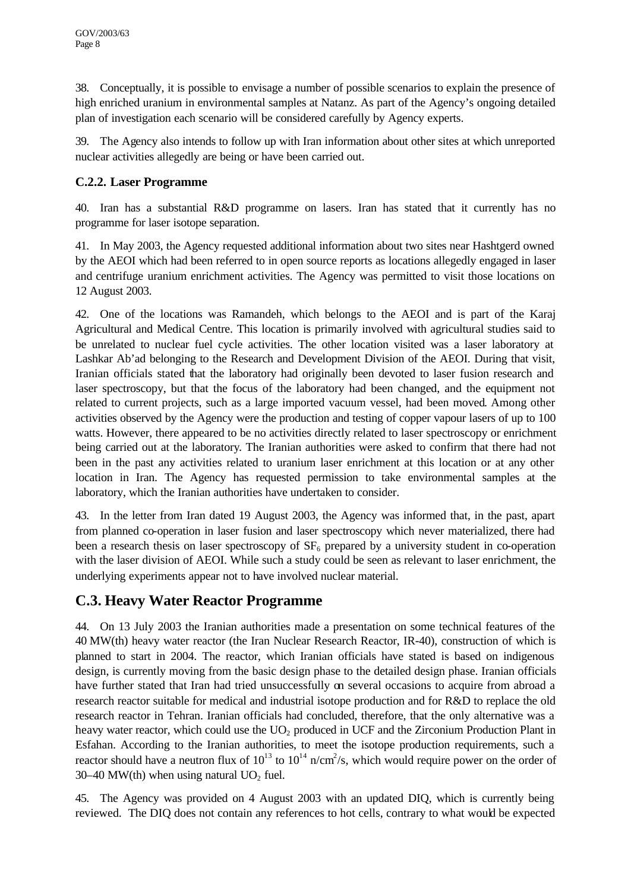38. Conceptually, it is possible to envisage a number of possible scenarios to explain the presence of high enriched uranium in environmental samples at Natanz. As part of the Agency's ongoing detailed plan of investigation each scenario will be considered carefully by Agency experts.

39. The Agency also intends to follow up with Iran information about other sites at which unreported nuclear activities allegedly are being or have been carried out.

### C.2.2. Laser Programme

40. Iran has a substantial R&D programme on lasers. Iran has stated that it currently has no programme for laser isotope separation.

41. In May 2003, the Agency requested additional information about two sites near Hashtgerd owned by the AEOI which had been referred to in open source reports as locations allegedly engaged in laser and centrifuge uranium enrichment activities. The Agency was permitted to visit those locations on 12 August 2003.

42. One of the locations was Ramandeh, which belongs to the AEOI and is part of the Karaj Agricultural and Medical Centre. This location is primarily involved with agricultural studies said to be unrelated to nuclear fuel cycle activities. The other location visited was a laser laboratory at Lashkar Ab'ad belonging to the Research and Development Division of the AEOI. During that visit, Iranian officials stated that the laboratory had originally been devoted to laser fusion research and laser spectroscopy, but that the focus of the laboratory had been changed, and the equipment not related to current projects, such as a large imported vacuum vessel, had been moved. Among other activities observed by the Agency were the production and testing of copper vapour lasers of up to 100 watts. However, there appeared to be no activities directly related to laser spectroscopy or enrichment being carried out at the laboratory. The Iranian authorities were asked to confirm that there had not been in the past any activities related to uranium laser enrichment at this location or at any other location in Iran. The Agency has requested permission to take environmental samples at the laboratory, which the Iranian authorities have undertaken to consider.

43. In the letter from Iran dated 19 August 2003, the Agency was informed that, in the past, apart from planned co-operation in laser fusion and laser spectroscopy which never materialized, there had been a research thesis on laser spectroscopy of $SF_6$ prepared by a university student in co-operation with the laser division of AEOI. While such a study could be seen as relevant to laser enrichment, the underlying experiments appear not to have involved nuclear material.

## C.3. Heavy Water Reactor Programme

44. On 13 July 2003 the Iranian authorities made a presentation on some technical features of the 40 MW(th) heavy water reactor (the Iran Nuclear Research Reactor, IR-40), construction of which is planned to start in 2004. The reactor, which Iranian officials have stated is based on indigenous design, is currently moving from the basic design phase to the detailed design phase. Iranian officials have further stated that Iran had tried unsuccessfully on several occasions to acquire from abroad a research reactor suitable for medical and industrial isotope production and for R&D to replace the old research reactor in Tehran. Iranian officials had concluded, therefore, that the only alternative was a heavy water reactor, which could use the $UO_2$ produced in UCF and the Zirconium Production Plant in Esfahan. According to the Iranian authorities, to meet the isotope production requirements, such a reactor should have a neutron flux of $10^{13}$ to $10^{14}$ n/cm$^2$/s, which would require power on the order of 30–40 MW(th) when using natural $UO_2$ fuel.

45. The Agency was provided on 4 August 2003 with an updated DIQ, which is currently being reviewed. The DIQ does not contain any references to hot cells, contrary to what would be expected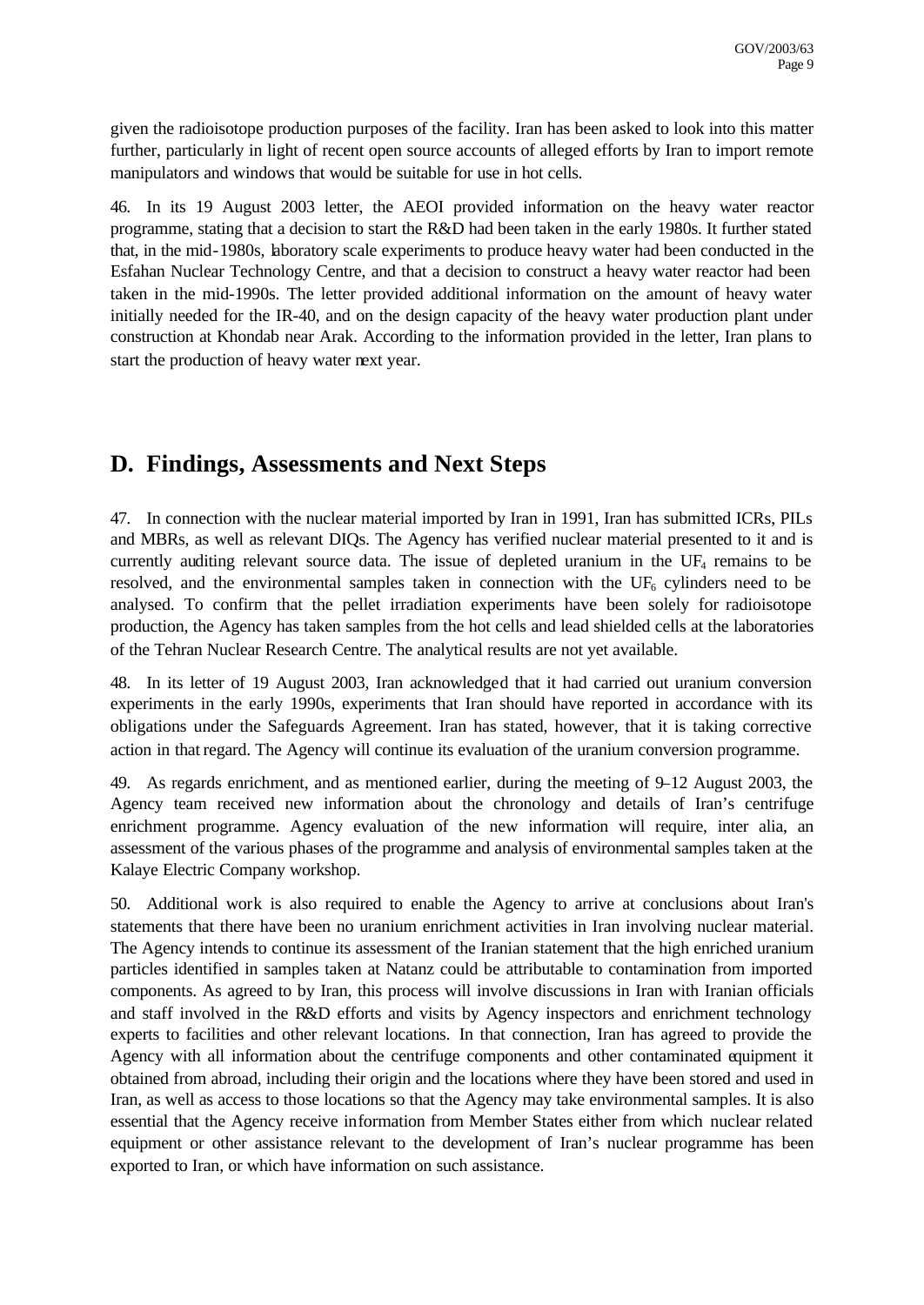given the radioisotope production purposes of the facility. Iran has been asked to look into this matter further, particularly in light of recent open source accounts of alleged efforts by Iran to import remote manipulators and windows that would be suitable for use in hot cells.

46. In its 19 August 2003 letter, the AEOI provided information on the heavy water reactor programme, stating that a decision to start the R&D had been taken in the early 1980s. It further stated that, in the mid-1980s, laboratory scale experiments to produce heavy water had been conducted in the Esfahan Nuclear Technology Centre, and that a decision to construct a heavy water reactor had been taken in the mid-1990s. The letter provided additional information on the amount of heavy water initially needed for the IR-40, and on the design capacity of the heavy water production plant under construction at Khondab near Arak. According to the information provided in the letter, Iran plans to start the production of heavy water next year.

## D. Findings, Assessments and Next Steps

47. In connection with the nuclear material imported by Iran in 1991, Iran has submitted ICRs, PILs and MBRs, as well as relevant DIQs. The Agency has verified nuclear material presented to it and is currently auditing relevant source data. The issue of depleted uranium in the $UF_4$ remains to be resolved, and the environmental samples taken in connection with the $UF_6$ cylinders need to be analysed. To confirm that the pellet irradiation experiments have been solely for radioisotope production, the Agency has taken samples from the hot cells and lead shielded cells at the laboratories of the Tehran Nuclear Research Centre. The analytical results are not yet available.

48. In its letter of 19 August 2003, Iran acknowledged that it had carried out uranium conversion experiments in the early 1990s, experiments that Iran should have reported in accordance with its obligations under the Safeguards Agreement. Iran has stated, however, that it is taking corrective action in that regard. The Agency will continue its evaluation of the uranium conversion programme.

49. As regards enrichment, and as mentioned earlier, during the meeting of 9–12 August 2003, the Agency team received new information about the chronology and details of Iran's centrifuge enrichment programme. Agency evaluation of the new information will require, inter alia, an assessment of the various phases of the programme and analysis of environmental samples taken at the Kalaye Electric Company workshop.

50. Additional work is also required to enable the Agency to arrive at conclusions about Iran's statements that there have been no uranium enrichment activities in Iran involving nuclear material. The Agency intends to continue its assessment of the Iranian statement that the high enriched uranium particles identified in samples taken at Natanz could be attributable to contamination from imported components. As agreed to by Iran, this process will involve discussions in Iran with Iranian officials and staff involved in the R&D efforts and visits by Agency inspectors and enrichment technology experts to facilities and other relevant locations. In that connection, Iran has agreed to provide the Agency with all information about the centrifuge components and other contaminated equipment it obtained from abroad, including their origin and the locations where they have been stored and used in Iran, as well as access to those locations so that the Agency may take environmental samples. It is also essential that the Agency receive information from Member States either from which nuclear related equipment or other assistance relevant to the development of Iran's nuclear programme has been exported to Iran, or which have information on such assistance.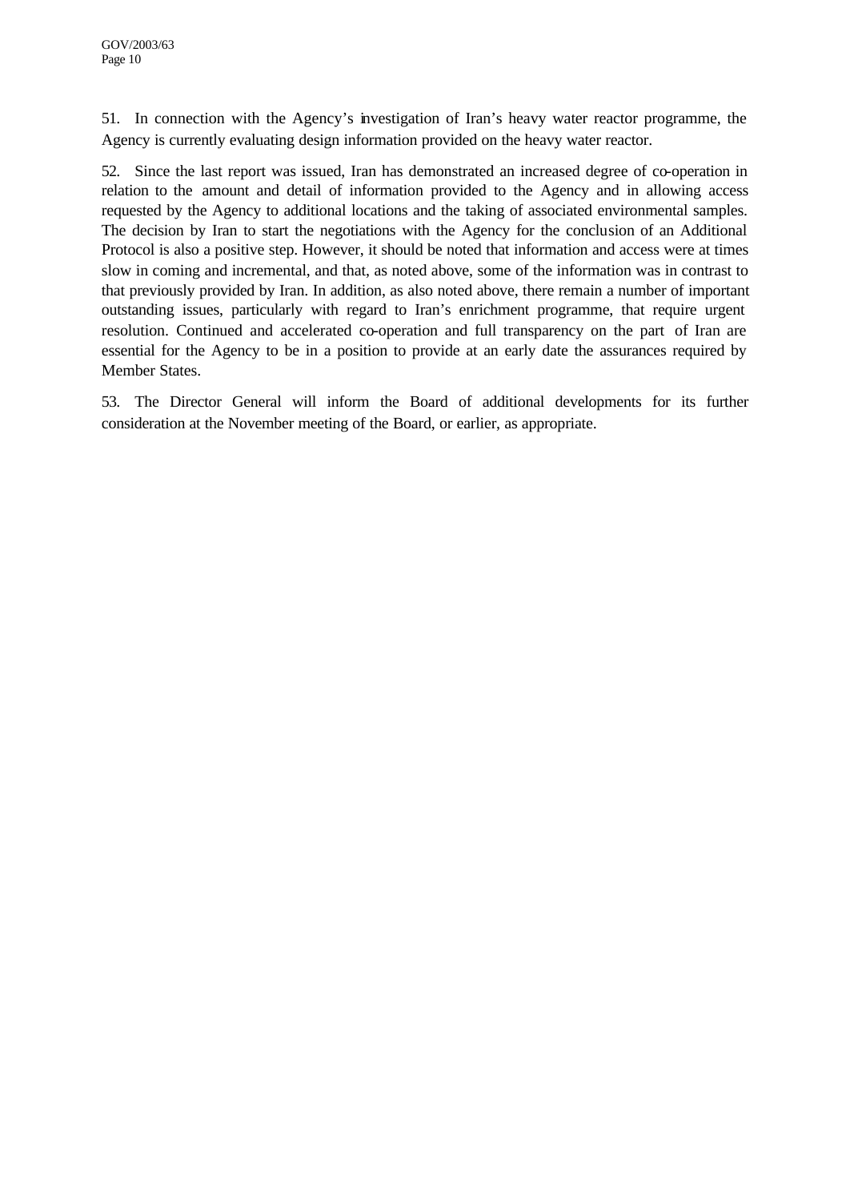51. In connection with the Agency's investigation of Iran's heavy water reactor programme, the Agency is currently evaluating design information provided on the heavy water reactor.

52. Since the last report was issued, Iran has demonstrated an increased degree of co-operation in relation to the amount and detail of information provided to the Agency and in allowing access requested by the Agency to additional locations and the taking of associated environmental samples. The decision by Iran to start the negotiations with the Agency for the conclusion of an Additional Protocol is also a positive step. However, it should be noted that information and access were at times slow in coming and incremental, and that, as noted above, some of the information was in contrast to that previously provided by Iran. In addition, as also noted above, there remain a number of important outstanding issues, particularly with regard to Iran's enrichment programme, that require urgent resolution. Continued and accelerated co-operation and full transparency on the part of Iran are essential for the Agency to be in a position to provide at an early date the assurances required by Member States.

53. The Director General will inform the Board of additional developments for its further consideration at the November meeting of the Board, or earlier, as appropriate.